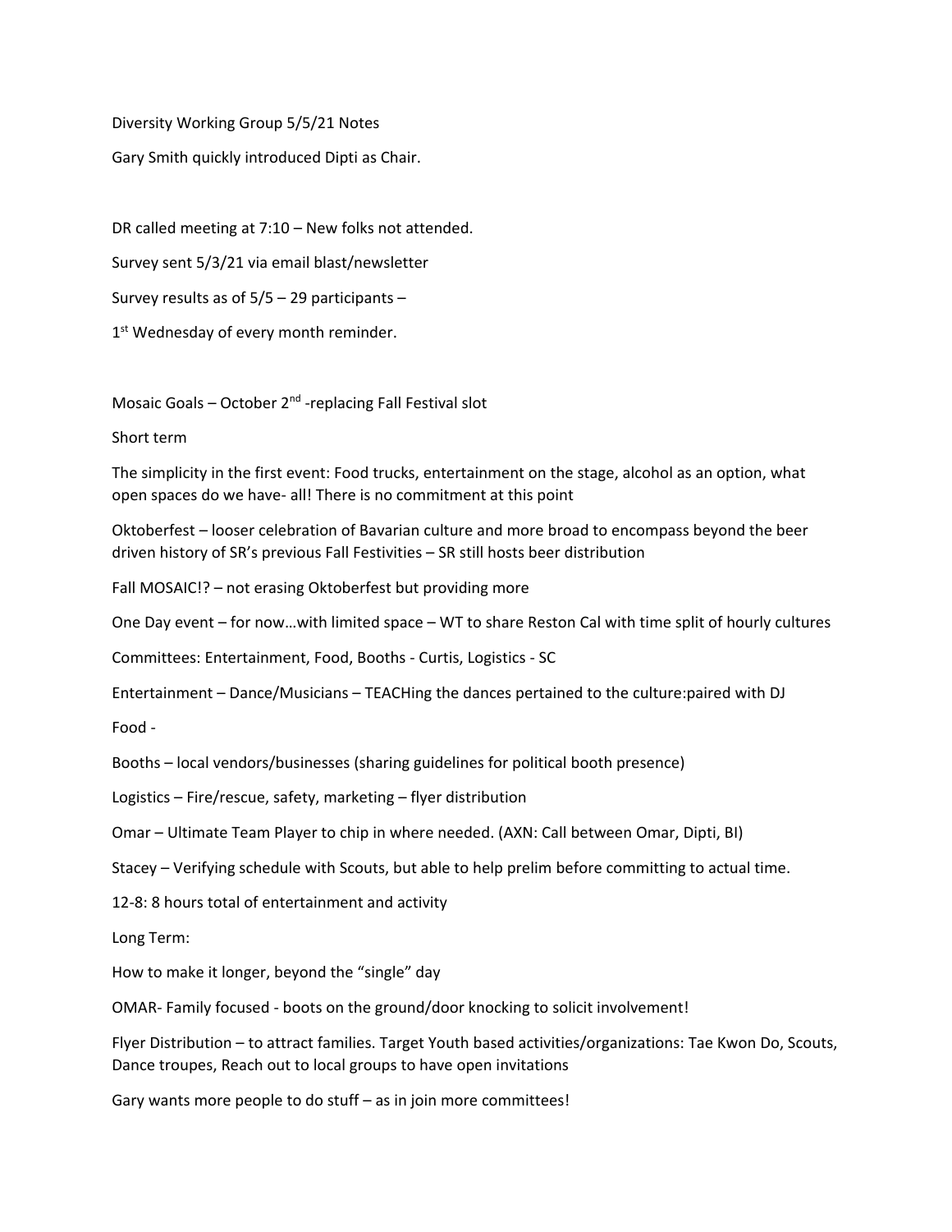Diversity Working Group 5/5/21 Notes

Gary Smith quickly introduced Dipti as Chair.

DR called meeting at 7:10 – New folks not attended.

Survey sent 5/3/21 via email blast/newsletter

Survey results as of 5/5 – 29 participants –

1st Wednesday of every month reminder.

Mosaic Goals – October 2nd -replacing Fall Festival slot

Short term

The simplicity in the first event: Food trucks, entertainment on the stage, alcohol as an option, what open spaces do we have- all! There is no commitment at this point

Oktoberfest – looser celebration of Bavarian culture and more broad to encompass beyond the beer driven history of SR's previous Fall Festivities – SR still hosts beer distribution

Fall MOSAIC!? – not erasing Oktoberfest but providing more

One Day event – for now…with limited space – WT to share Reston Cal with time split of hourly cultures

Committees: Entertainment, Food, Booths - Curtis, Logistics - SC

Entertainment – Dance/Musicians – TEACHing the dances pertained to the culture:paired with DJ

Food -

Booths – local vendors/businesses (sharing guidelines for political booth presence)

Logistics – Fire/rescue, safety, marketing – flyer distribution

Omar – Ultimate Team Player to chip in where needed. (AXN: Call between Omar, Dipti, BI)

Stacey – Verifying schedule with Scouts, but able to help prelim before committing to actual time.

12-8: 8 hours total of entertainment and activity

Long Term:

How to make it longer, beyond the "single" day

OMAR- Family focused - boots on the ground/door knocking to solicit involvement!

Flyer Distribution – to attract families. Target Youth based activities/organizations: Tae Kwon Do, Scouts, Dance troupes, Reach out to local groups to have open invitations

Gary wants more people to do stuff – as in join more committees!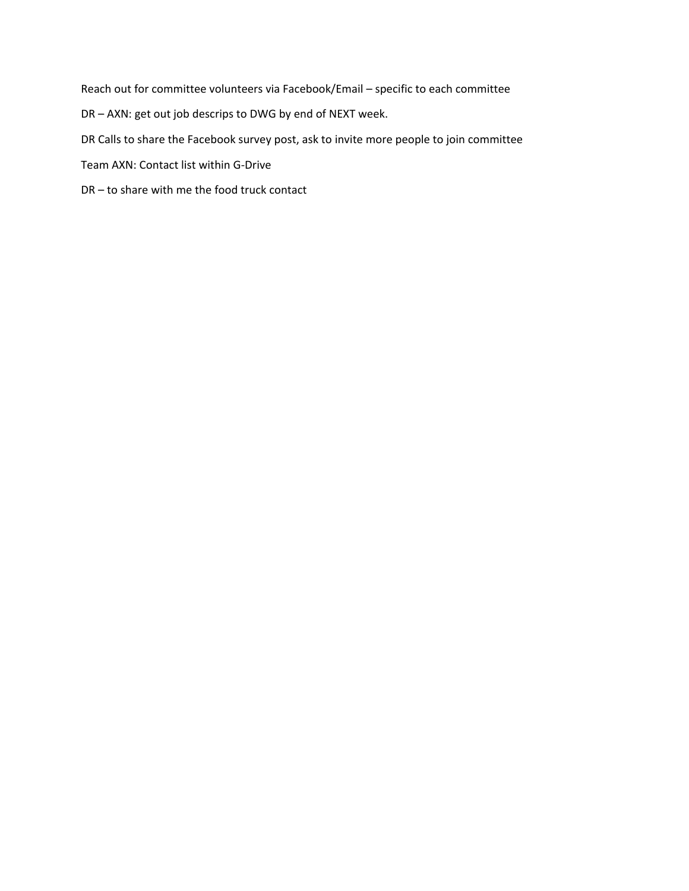Reach out for committee volunteers via Facebook/Email – specific to each committee

DR – AXN: get out job descrips to DWG by end of NEXT week.

DR Calls to share the Facebook survey post, ask to invite more people to join committee

Team AXN: Contact list within G-Drive

DR – to share with me the food truck contact